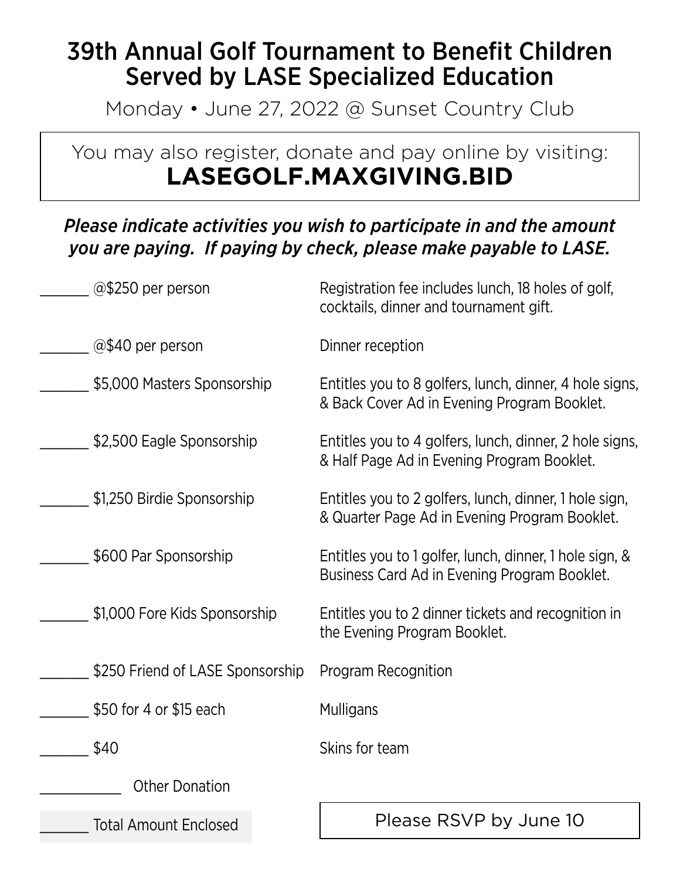# 39th Annual Golf Tournament to Benefit Children Served by LASE Specialized Education

Monday • June 27, 2022 @ Sunset Country Club

You may also register, donate and pay online by visiting:
**LASEGOLF.MAXGIVING.BID**

***Please indicate activities you wish to participate in and the amount you are paying. If paying by check, please make payable to LASE.***

| | |
|---|---|
| ______ @$250 per person | Registration fee includes lunch, 18 holes of golf, cocktails, dinner and tournament gift. |
| ______ @$40 per person | Dinner reception |
| ______ $5,000 Masters Sponsorship | Entitles you to 8 golfers, lunch, dinner, 4 hole signs, & Back Cover Ad in Evening Program Booklet. |
| ______ $2,500 Eagle Sponsorship | Entitles you to 4 golfers, lunch, dinner, 2 hole signs, & Half Page Ad in Evening Program Booklet. |
| ______ $1,250 Birdie Sponsorship | Entitles you to 2 golfers, lunch, dinner, 1 hole sign, & Quarter Page Ad in Evening Program Booklet. |
| ______ $600 Par Sponsorship | Entitles you to 1 golfer, lunch, dinner, 1 hole sign, & Business Card Ad in Evening Program Booklet. |
| ______ $1,000 Fore Kids Sponsorship | Entitles you to 2 dinner tickets and recognition in the Evening Program Booklet. |
| ______ $250 Friend of LASE Sponsorship | Program Recognition |
| ______ $50 for 4 or $15 each | Mulligans |
| ______ $40 | Skins for team |
| __________ Other Donation | |
| ______ Total Amount Enclosed | Please RSVP by June 10 |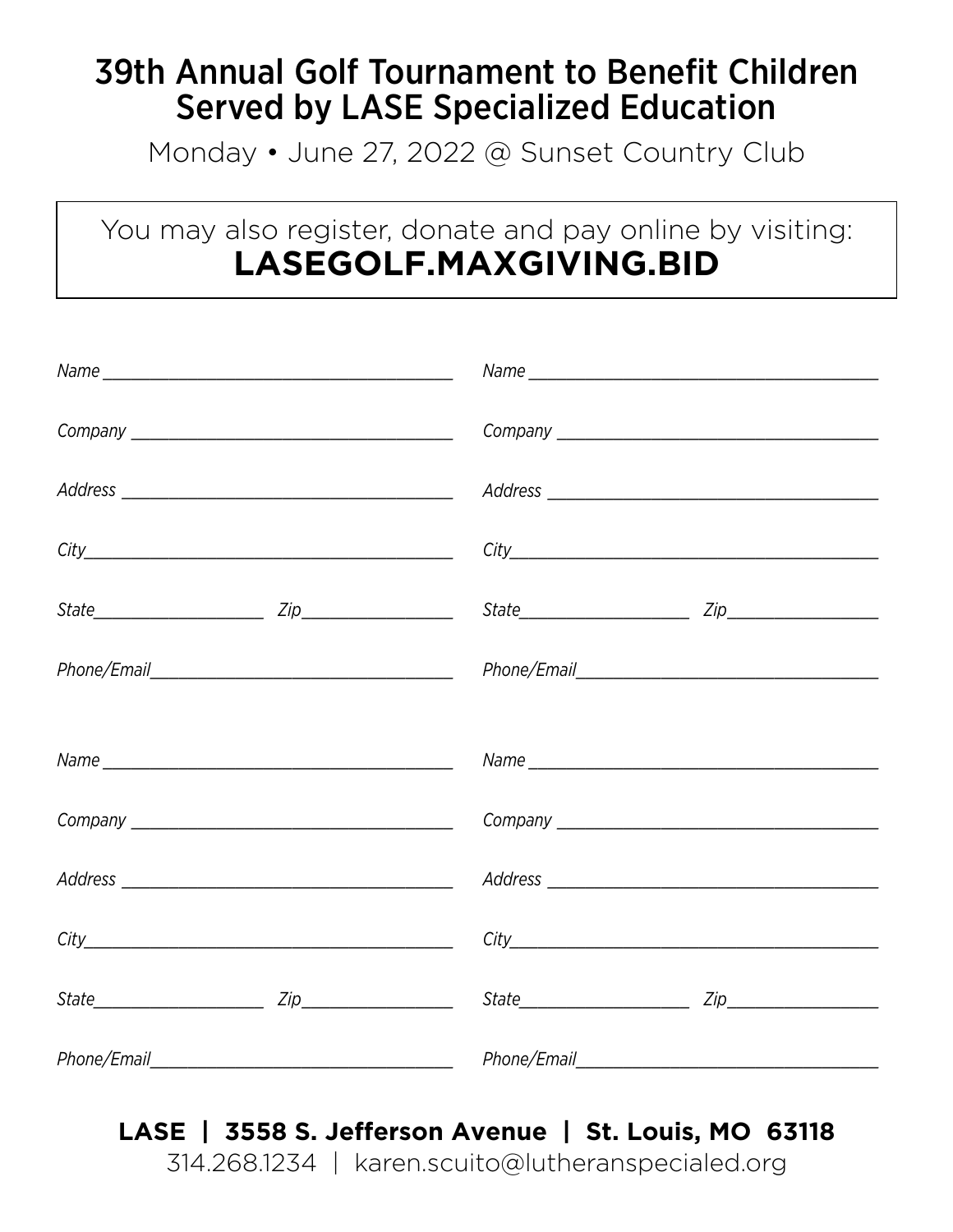# 39th Annual Golf Tournament to Benefit Children Served by LASE Specialized Education

Monday • June 27, 2022 @ Sunset Country Club

You may also register, donate and pay online by visiting:
**LASEGOLF.MAXGIVING.BID**

*Name* ____________________________________

*Company* ____________________________________

*Address* ____________________________________

*City*____________________________________

*State*__________________ *Zip*________________

*Phone/Email*________________________________

*Name* ____________________________________

*Company* ____________________________________

*Address* ____________________________________

*City*____________________________________

*State*__________________ *Zip*________________

*Phone/Email*________________________________

*Name* ____________________________________

*Company* ____________________________________

*Address* ____________________________________

*City*____________________________________

*State*__________________ *Zip*________________

*Phone/Email*________________________________

*Name* ____________________________________

*Company* ____________________________________

*Address* ____________________________________

*City*____________________________________

*State*__________________ *Zip*________________

*Phone/Email*________________________________

**LASE | 3558 S. Jefferson Avenue | St. Louis, MO 63118**

314.268.1234 | karen.scuito@lutheranspecialed.org